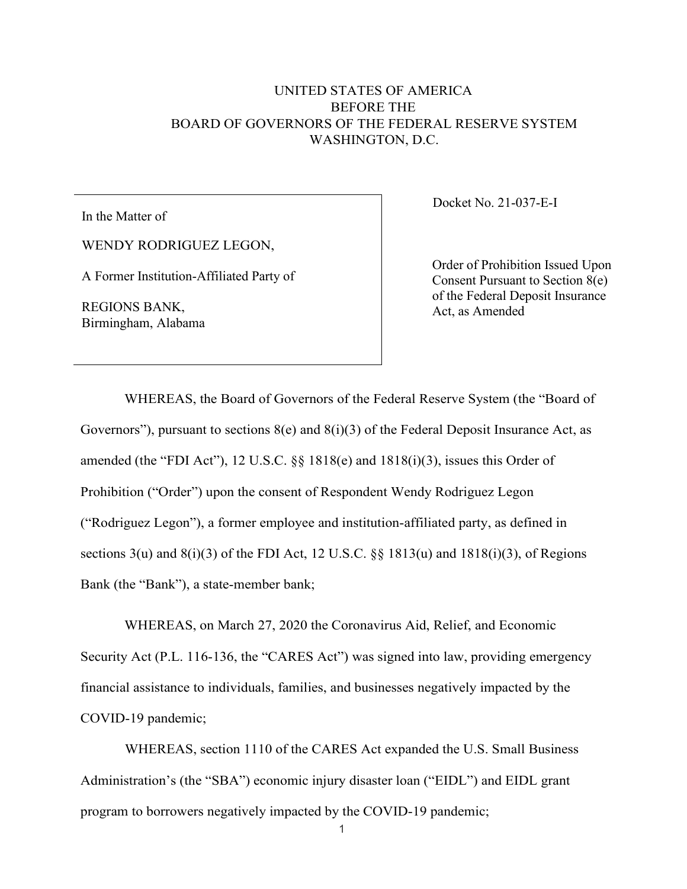UNITED STATES OF AMERICA
BEFORE THE
BOARD OF GOVERNORS OF THE FEDERAL RESERVE SYSTEM
WASHINGTON, D.C.

| In the Matter of<br><br>WENDY RODRIGUEZ LEGON,<br><br>A Former Institution-Affiliated Party of<br><br>REGIONS BANK,<br>Birmingham, Alabama | Docket No. 21-037-E-I<br><br>Order of Prohibition Issued Upon Consent Pursuant to Section 8(e) of the Federal Deposit Insurance Act, as Amended |
|---|---|

WHEREAS, the Board of Governors of the Federal Reserve System (the "Board of Governors"), pursuant to sections 8(e) and 8(i)(3) of the Federal Deposit Insurance Act, as amended (the "FDI Act"), 12 U.S.C. §§ 1818(e) and 1818(i)(3), issues this Order of Prohibition ("Order") upon the consent of Respondent Wendy Rodriguez Legon ("Rodriguez Legon"), a former employee and institution-affiliated party, as defined in sections 3(u) and 8(i)(3) of the FDI Act, 12 U.S.C. §§ 1813(u) and 1818(i)(3), of Regions Bank (the "Bank"), a state-member bank;

WHEREAS, on March 27, 2020 the Coronavirus Aid, Relief, and Economic Security Act (P.L. 116-136, the "CARES Act") was signed into law, providing emergency financial assistance to individuals, families, and businesses negatively impacted by the COVID-19 pandemic;

WHEREAS, section 1110 of the CARES Act expanded the U.S. Small Business Administration's (the "SBA") economic injury disaster loan ("EIDL") and EIDL grant program to borrowers negatively impacted by the COVID-19 pandemic;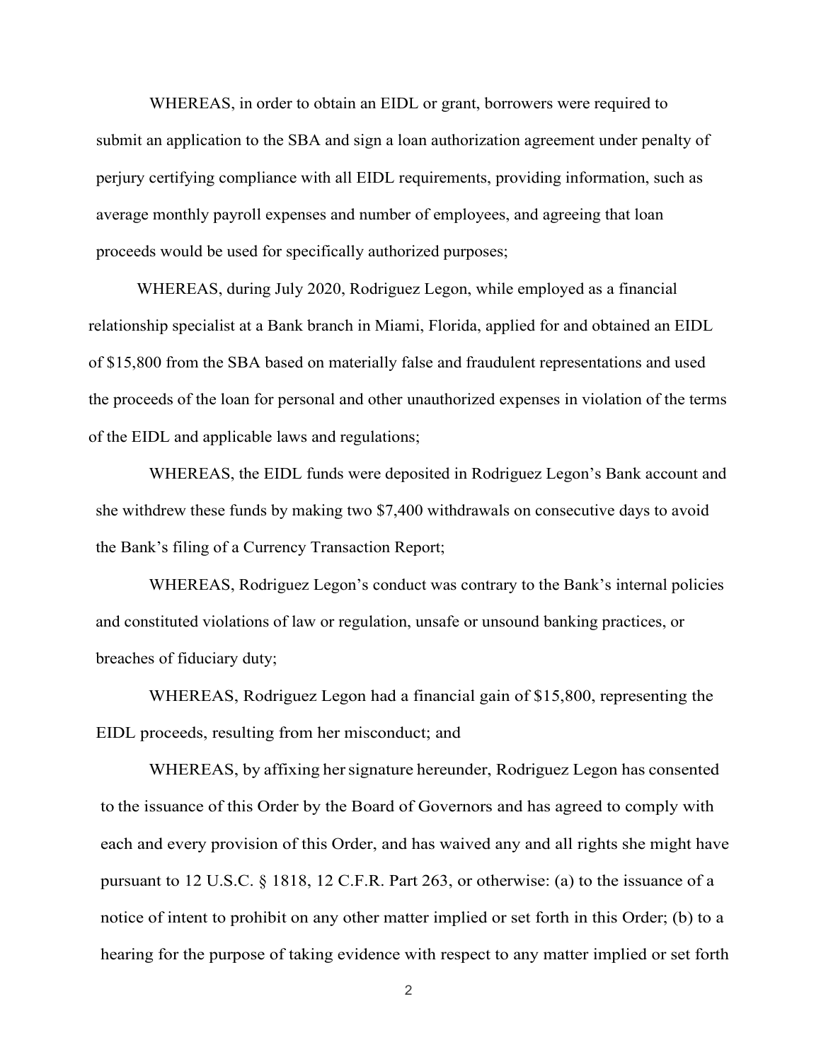WHEREAS, in order to obtain an EIDL or grant, borrowers were required to submit an application to the SBA and sign a loan authorization agreement under penalty of perjury certifying compliance with all EIDL requirements, providing information, such as average monthly payroll expenses and number of employees, and agreeing that loan proceeds would be used for specifically authorized purposes;

WHEREAS, during July 2020, Rodriguez Legon, while employed as a financial relationship specialist at a Bank branch in Miami, Florida, applied for and obtained an EIDL of $15,800 from the SBA based on materially false and fraudulent representations and used the proceeds of the loan for personal and other unauthorized expenses in violation of the terms of the EIDL and applicable laws and regulations;

WHEREAS, the EIDL funds were deposited in Rodriguez Legon's Bank account and she withdrew these funds by making two $7,400 withdrawals on consecutive days to avoid the Bank's filing of a Currency Transaction Report;

WHEREAS, Rodriguez Legon's conduct was contrary to the Bank's internal policies and constituted violations of law or regulation, unsafe or unsound banking practices, or breaches of fiduciary duty;

WHEREAS, Rodriguez Legon had a financial gain of $15,800, representing the EIDL proceeds, resulting from her misconduct; and

WHEREAS, by affixing her signature hereunder, Rodriguez Legon has consented to the issuance of this Order by the Board of Governors and has agreed to comply with each and every provision of this Order, and has waived any and all rights she might have pursuant to 12 U.S.C. § 1818, 12 C.F.R. Part 263, or otherwise: (a) to the issuance of a notice of intent to prohibit on any other matter implied or set forth in this Order; (b) to a hearing for the purpose of taking evidence with respect to any matter implied or set forth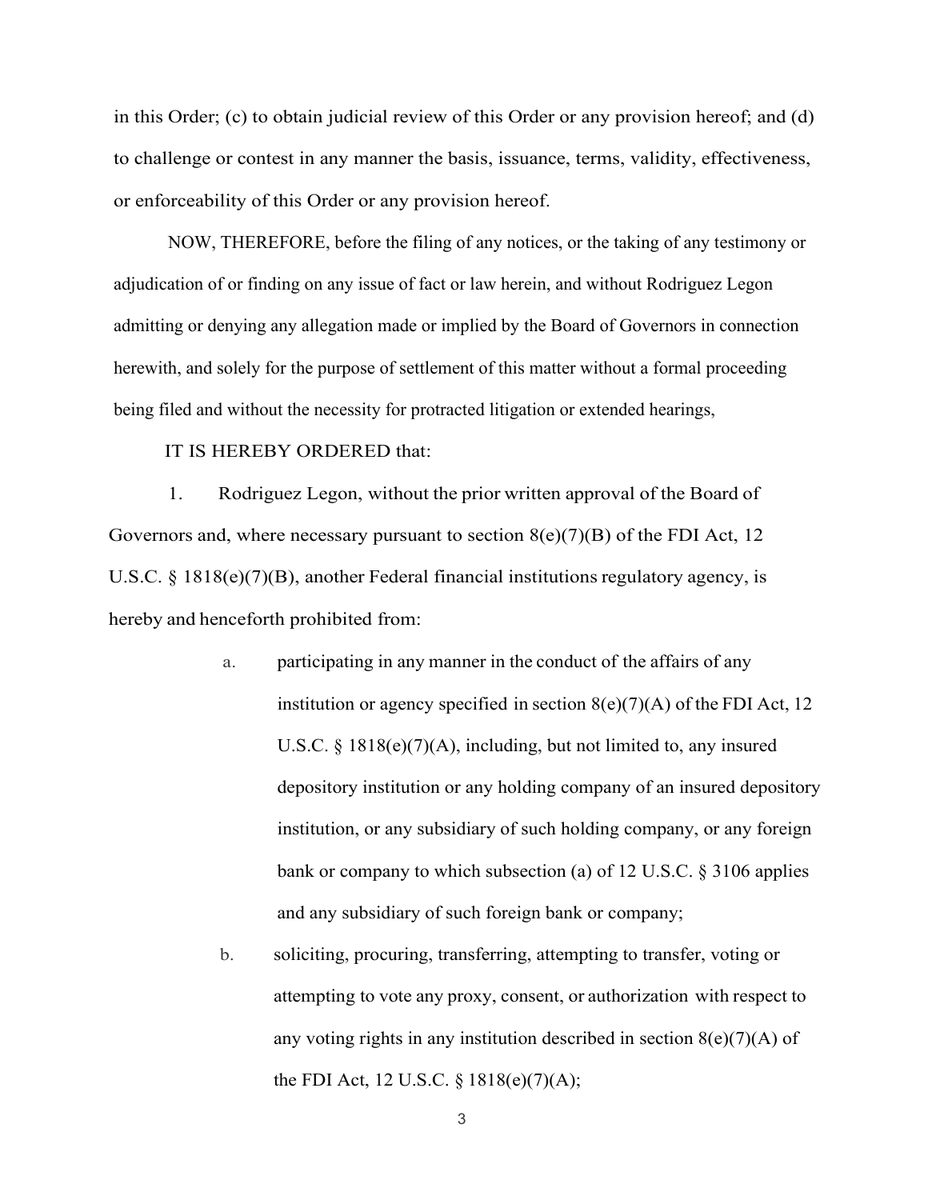in this Order; (c) to obtain judicial review of this Order or any provision hereof; and (d) to challenge or contest in any manner the basis, issuance, terms, validity, effectiveness, or enforceability of this Order or any provision hereof.

NOW, THEREFORE, before the filing of any notices, or the taking of any testimony or adjudication of or finding on any issue of fact or law herein, and without Rodriguez Legon admitting or denying any allegation made or implied by the Board of Governors in connection herewith, and solely for the purpose of settlement of this matter without a formal proceeding being filed and without the necessity for protracted litigation or extended hearings,

IT IS HEREBY ORDERED that:

1. Rodriguez Legon, without the prior written approval of the Board of Governors and, where necessary pursuant to section 8(e)(7)(B) of the FDI Act, 12 U.S.C. § 1818(e)(7)(B), another Federal financial institutions regulatory agency, is hereby and henceforth prohibited from:

   a. participating in any manner in the conduct of the affairs of any institution or agency specified in section 8(e)(7)(A) of the FDI Act, 12 U.S.C. § 1818(e)(7)(A), including, but not limited to, any insured depository institution or any holding company of an insured depository institution, or any subsidiary of such holding company, or any foreign bank or company to which subsection (a) of 12 U.S.C. § 3106 applies and any subsidiary of such foreign bank or company;

   b. soliciting, procuring, transferring, attempting to transfer, voting or attempting to vote any proxy, consent, or authorization with respect to any voting rights in any institution described in section 8(e)(7)(A) of the FDI Act, 12 U.S.C. § 1818(e)(7)(A);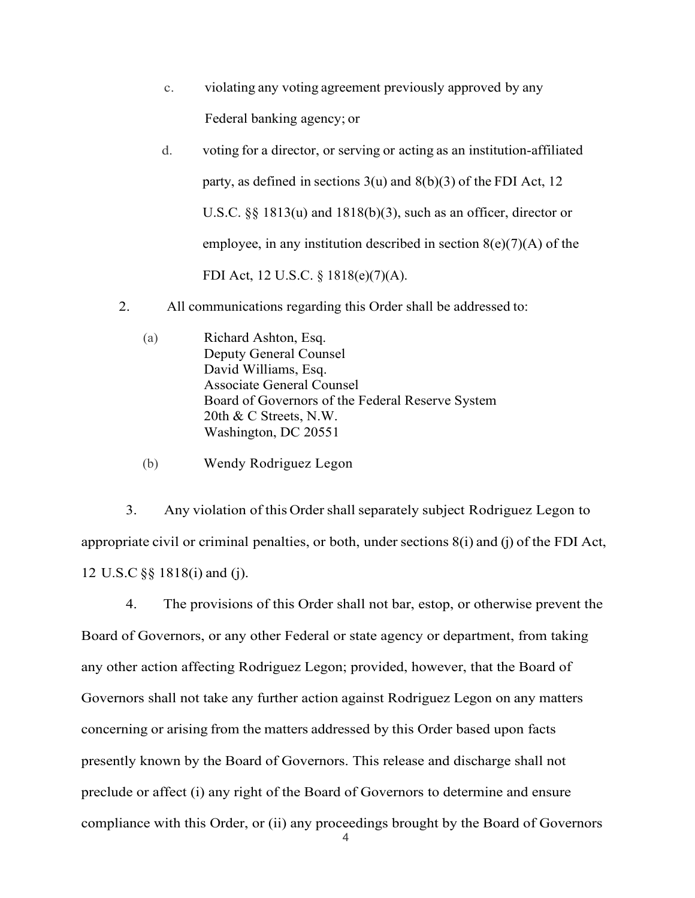c. violating any voting agreement previously approved by any Federal banking agency; or

d. voting for a director, or serving or acting as an institution-affiliated party, as defined in sections 3(u) and 8(b)(3) of the FDI Act, 12 U.S.C. §§ 1813(u) and 1818(b)(3), such as an officer, director or employee, in any institution described in section 8(e)(7)(A) of the FDI Act, 12 U.S.C. § 1818(e)(7)(A).

2. All communications regarding this Order shall be addressed to:

(a) Richard Ashton, Esq.
Deputy General Counsel
David Williams, Esq.
Associate General Counsel
Board of Governors of the Federal Reserve System
20th & C Streets, N.W.
Washington, DC 20551

(b) Wendy Rodriguez Legon

3. Any violation of this Order shall separately subject Rodriguez Legon to appropriate civil or criminal penalties, or both, under sections 8(i) and (j) of the FDI Act, 12 U.S.C §§ 1818(i) and (j).

4. The provisions of this Order shall not bar, estop, or otherwise prevent the Board of Governors, or any other Federal or state agency or department, from taking any other action affecting Rodriguez Legon; provided, however, that the Board of Governors shall not take any further action against Rodriguez Legon on any matters concerning or arising from the matters addressed by this Order based upon facts presently known by the Board of Governors. This release and discharge shall not preclude or affect (i) any right of the Board of Governors to determine and ensure compliance with this Order, or (ii) any proceedings brought by the Board of Governors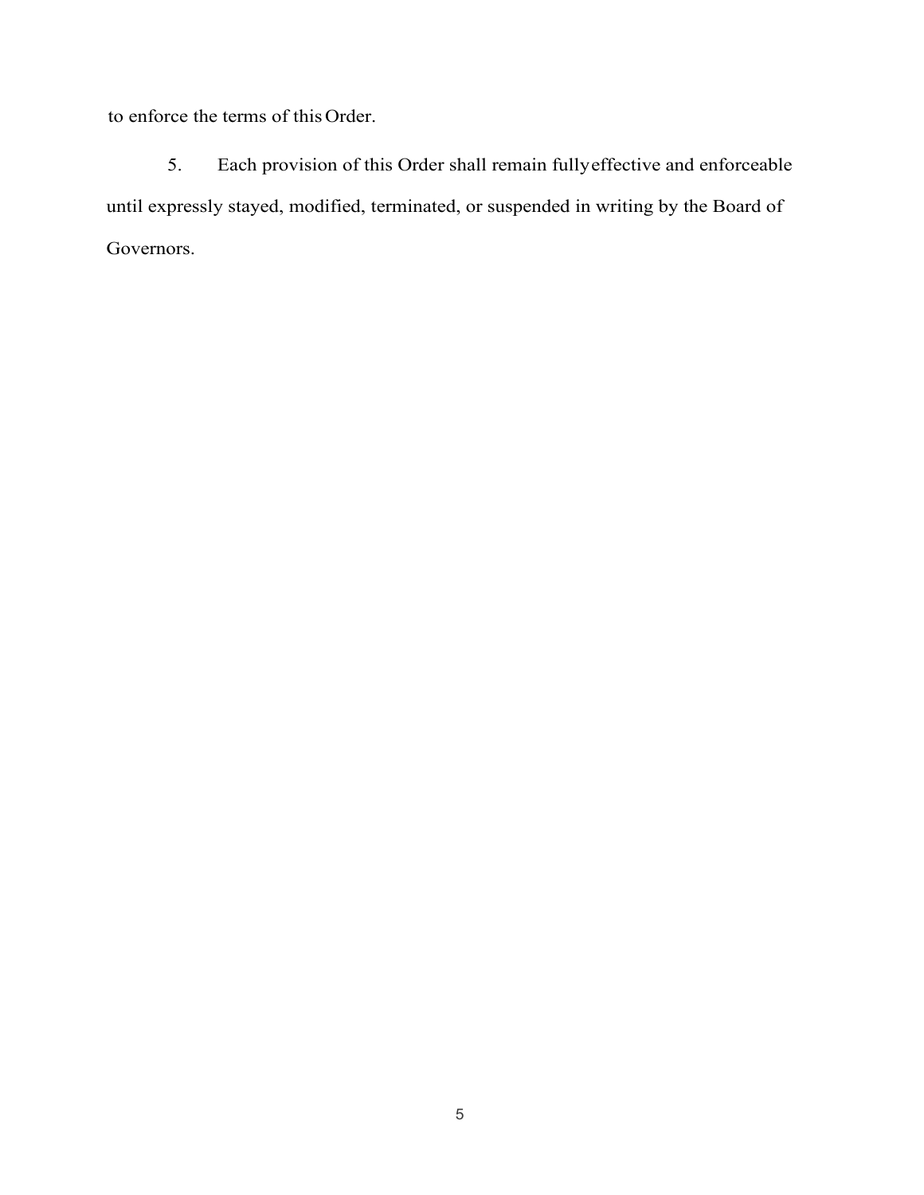to enforce the terms of this Order.

5. Each provision of this Order shall remain fully effective and enforceable until expressly stayed, modified, terminated, or suspended in writing by the Board of Governors.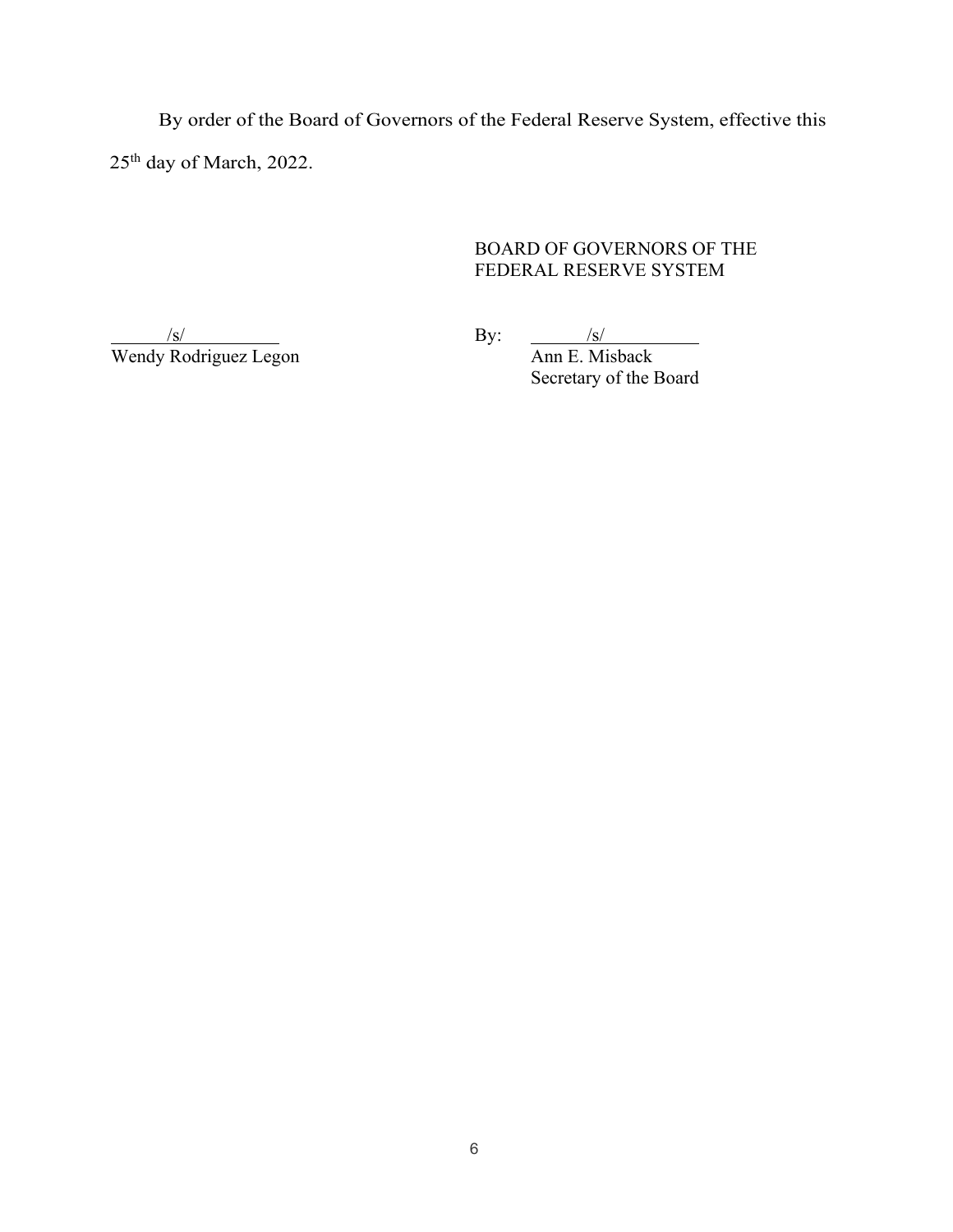By order of the Board of Governors of the Federal Reserve System, effective this 25th day of March, 2022.

BOARD OF GOVERNORS OF THE FEDERAL RESERVE SYSTEM

/s/
Wendy Rodriguez Legon

By: /s/
Ann E. Misback
Secretary of the Board